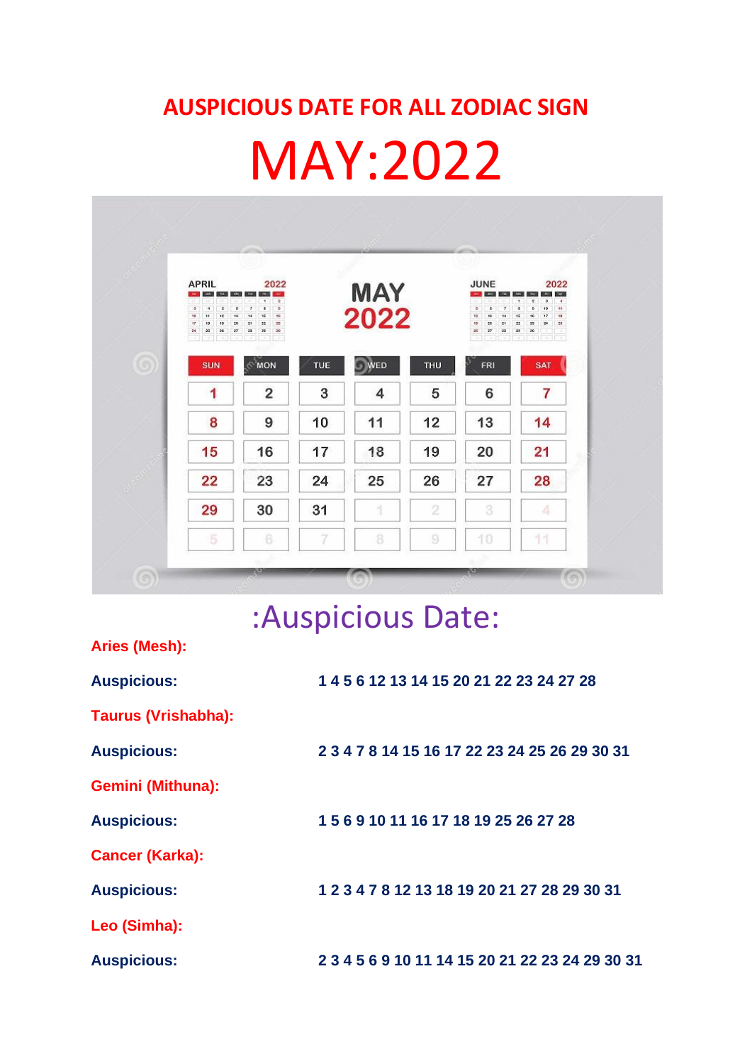# AUSPICIOUS DATE FOR ALL ZODIAC SIGN

# MAY:2022

## :Auspicious Date:

**Aries (Mesh):**

**Auspicious:** **1 4 5 6 12 13 14 15 20 21 22 23 24 27 28**

**Taurus (Vrishabha):**

**Auspicious:** **2 3 4 7 8 14 15 16 17 22 23 24 25 26 29 30 31**

**Gemini (Mithuna):**

**Auspicious:** **1 5 6 9 10 11 16 17 18 19 25 26 27 28**

**Cancer (Karka):**

**Auspicious:** **1 2 3 4 7 8 12 13 18 19 20 21 27 28 29 30 31**

**Leo (Simha):**

**Auspicious:** **2 3 4 5 6 9 10 11 14 15 20 21 22 23 24 29 30 31**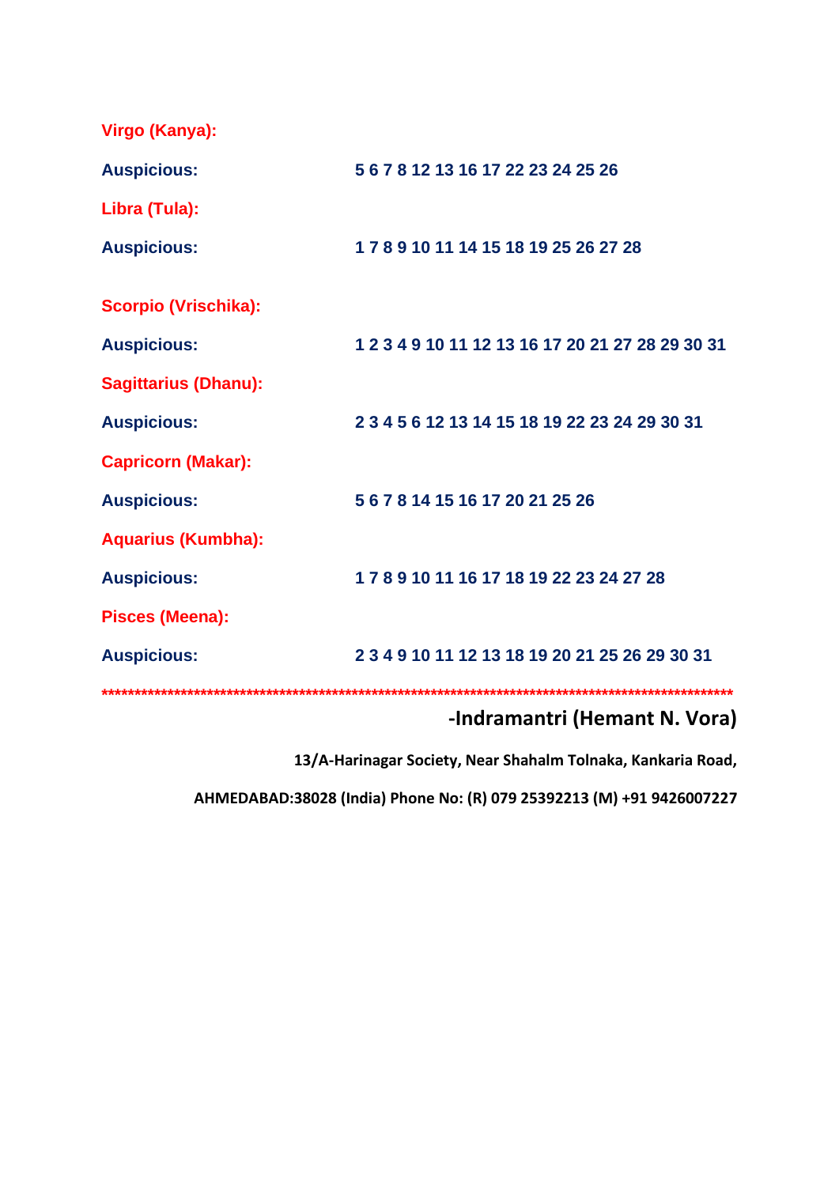**Virgo (Kanya):**

**Auspicious:** 5 6 7 8 12 13 16 17 22 23 24 25 26

**Libra (Tula):**

**Auspicious:** 1 7 8 9 10 11 14 15 18 19 25 26 27 28

**Scorpio (Vrischika):**

**Auspicious:** 1 2 3 4 9 10 11 12 13 16 17 20 21 27 28 29 30 31

**Sagittarius (Dhanu):**

**Auspicious:** 2 3 4 5 6 12 13 14 15 18 19 22 23 24 29 30 31

**Capricorn (Makar):**

**Auspicious:** 5 6 7 8 14 15 16 17 20 21 25 26

**Aquarius (Kumbha):**

**Auspicious:** 1 7 8 9 10 11 16 17 18 19 22 23 24 27 28

**Pisces (Meena):**

**Auspicious:** 2 3 4 9 10 11 12 13 18 19 20 21 25 26 29 30 31

*******************************************************************************************************

**-Indramantri (Hemant N. Vora)**

**13/A-Harinagar Society, Near Shahalm Tolnaka, Kankaria Road,**

**AHMEDABAD:38028 (India) Phone No: (R) 079 25392213 (M) +91 9426007227**